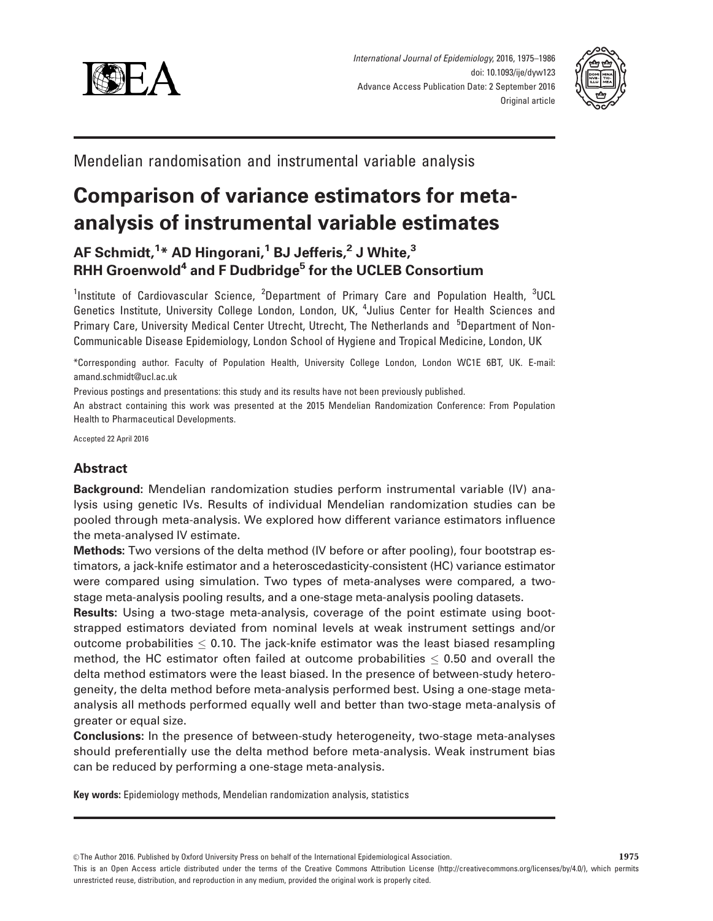Mendelian randomisation and instrumental variable analysis

# Comparison of variance estimators for meta-analysis of instrumental variable estimates

## AF Schmidt,[1]* AD Hingorani,[1] BJ Jefferis,[2] J White,[3] RHH Groenwold[4] and F Dudbridge[5] for the UCLEB Consortium

[1]Institute of Cardiovascular Science, [2]Department of Primary Care and Population Health, [3]UCL Genetics Institute, University College London, London, UK, [4]Julius Center for Health Sciences and Primary Care, University Medical Center Utrecht, Utrecht, The Netherlands and [5]Department of Non-Communicable Disease Epidemiology, London School of Hygiene and Tropical Medicine, London, UK

*Corresponding author. Faculty of Population Health, University College London, London WC1E 6BT, UK. E-mail: amand.schmidt@ucl.ac.uk

Previous postings and presentations: this study and its results have not been previously published.

An abstract containing this work was presented at the 2015 Mendelian Randomization Conference: From Population Health to Pharmaceutical Developments.

Accepted 22 April 2016

## Abstract

**Background:** Mendelian randomization studies perform instrumental variable (IV) analysis using genetic IVs. Results of individual Mendelian randomization studies can be pooled through meta-analysis. We explored how different variance estimators influence the meta-analysed IV estimate.

**Methods:** Two versions of the delta method (IV before or after pooling), four bootstrap estimators, a jack-knife estimator and a heteroscedasticity-consistent (HC) variance estimator were compared using simulation. Two types of meta-analyses were compared, a two-stage meta-analysis pooling results, and a one-stage meta-analysis pooling datasets.

**Results:** Using a two-stage meta-analysis, coverage of the point estimate using bootstrapped estimators deviated from nominal levels at weak instrument settings and/or outcome probabilities $\leq 0.10$. The jack-knife estimator was the least biased resampling method, the HC estimator often failed at outcome probabilities $\leq 0.50$ and overall the delta method estimators were the least biased. In the presence of between-study heterogeneity, the delta method before meta-analysis performed best. Using a one-stage meta-analysis all methods performed equally well and better than two-stage meta-analysis of greater or equal size.

**Conclusions:** In the presence of between-study heterogeneity, two-stage meta-analyses should preferentially use the delta method before meta-analysis. Weak instrument bias can be reduced by performing a one-stage meta-analysis.

**Key words:** Epidemiology methods, Mendelian randomization analysis, statistics

© The Author 2016. Published by Oxford University Press on behalf of the International Epidemiological Association.
This is an Open Access article distributed under the terms of the Creative Commons Attribution License (http://creativecommons.org/licenses/by/4.0/), which permits unrestricted reuse, distribution, and reproduction in any medium, provided the original work is properly cited.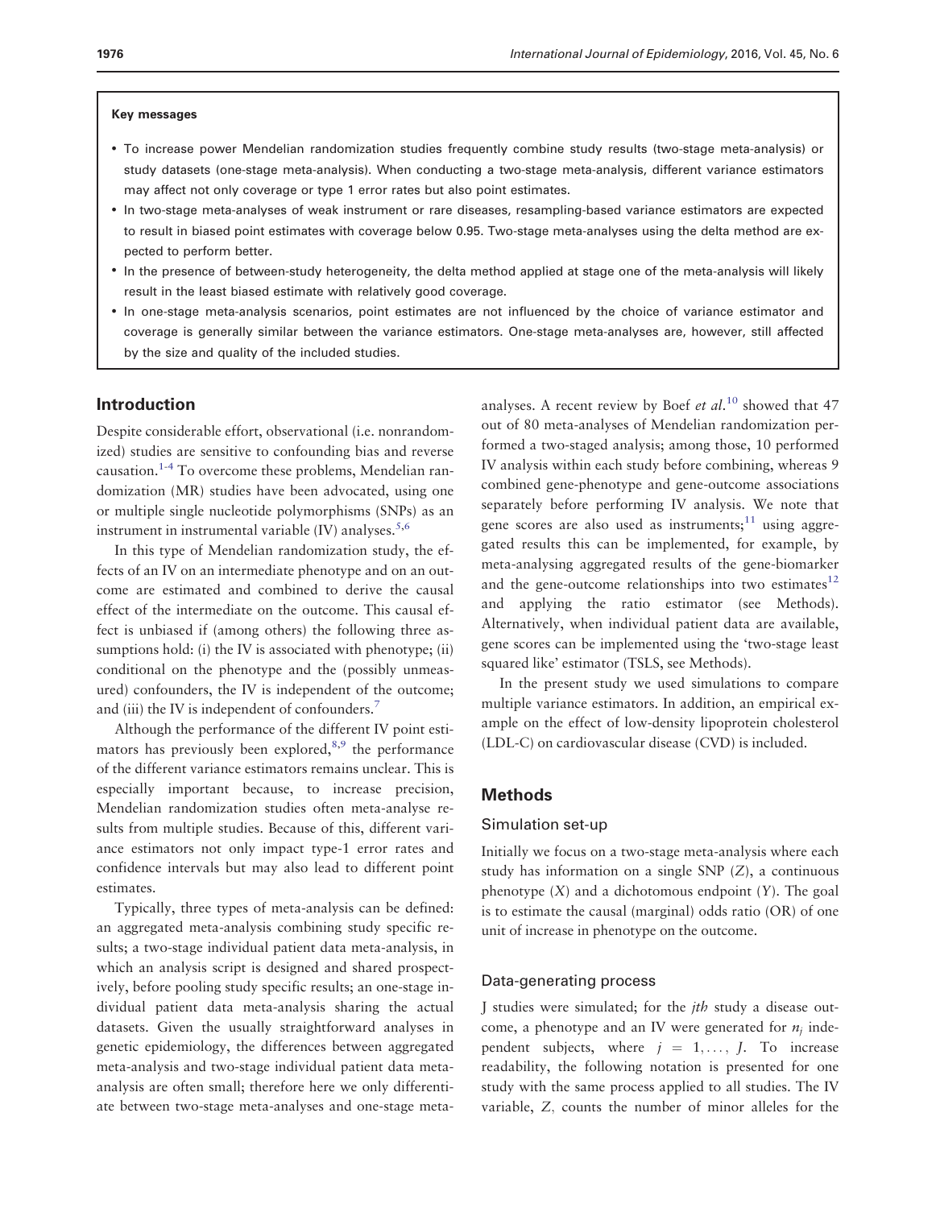**Key messages**

- To increase power Mendelian randomization studies frequently combine study results (two-stage meta-analysis) or study datasets (one-stage meta-analysis). When conducting a two-stage meta-analysis, different variance estimators may affect not only coverage or type 1 error rates but also point estimates.
- In two-stage meta-analyses of weak instrument or rare diseases, resampling-based variance estimators are expected to result in biased point estimates with coverage below 0.95. Two-stage meta-analyses using the delta method are expected to perform better.
- In the presence of between-study heterogeneity, the delta method applied at stage one of the meta-analysis will likely result in the least biased estimate with relatively good coverage.
- In one-stage meta-analysis scenarios, point estimates are not influenced by the choice of variance estimator and coverage is generally similar between the variance estimators. One-stage meta-analyses are, however, still affected by the size and quality of the included studies.

## Introduction

Despite considerable effort, observational (i.e. nonrandomized) studies are sensitive to confounding bias and reverse causation.[1-4] To overcome these problems, Mendelian randomization (MR) studies have been advocated, using one or multiple single nucleotide polymorphisms (SNPs) as an instrument in instrumental variable (IV) analyses.[5,6]

In this type of Mendelian randomization study, the effects of an IV on an intermediate phenotype and on an outcome are estimated and combined to derive the causal effect of the intermediate on the outcome. This causal effect is unbiased if (among others) the following three assumptions hold: (i) the IV is associated with phenotype; (ii) conditional on the phenotype and the (possibly unmeasured) confounders, the IV is independent of the outcome; and (iii) the IV is independent of confounders.[7]

Although the performance of the different IV point estimators has previously been explored,[8,9] the performance of the different variance estimators remains unclear. This is especially important because, to increase precision, Mendelian randomization studies often meta-analyse results from multiple studies. Because of this, different variance estimators not only impact type-1 error rates and confidence intervals but may also lead to different point estimates.

Typically, three types of meta-analysis can be defined: an aggregated meta-analysis combining study specific results; a two-stage individual patient data meta-analysis, in which an analysis script is designed and shared prospectively, before pooling study specific results; an one-stage individual patient data meta-analysis sharing the actual datasets. Given the usually straightforward analyses in genetic epidemiology, the differences between aggregated meta-analysis and two-stage individual patient data meta-analysis are often small; therefore here we only differentiate between two-stage meta-analyses and one-stage meta-analyses. A recent review by Boef *et al.*[10] showed that 47 out of 80 meta-analyses of Mendelian randomization performed a two-staged analysis; among those, 10 performed IV analysis within each study before combining, whereas 9 combined gene-phenotype and gene-outcome associations separately before performing IV analysis. We note that gene scores are also used as instruments;[11] using aggregated results this can be implemented, for example, by meta-analysing aggregated results of the gene-biomarker and the gene-outcome relationships into two estimates[12] and applying the ratio estimator (see Methods). Alternatively, when individual patient data are available, gene scores can be implemented using the 'two-stage least squared like' estimator (TSLS, see Methods).

In the present study we used simulations to compare multiple variance estimators. In addition, an empirical example on the effect of low-density lipoprotein cholesterol (LDL-C) on cardiovascular disease (CVD) is included.

## Methods

### Simulation set-up

Initially we focus on a two-stage meta-analysis where each study has information on a single SNP ($Z$), a continuous phenotype ($X$) and a dichotomous endpoint ($Y$). The goal is to estimate the causal (marginal) odds ratio (OR) of one unit of increase in phenotype on the outcome.

### Data-generating process

J studies were simulated; for the *jth* study a disease outcome, a phenotype and an IV were generated for $n_j$ independent subjects, where $j = 1, \ldots, J$. To increase readability, the following notation is presented for one study with the same process applied to all studies. The IV variable, $Z$, counts the number of minor alleles for the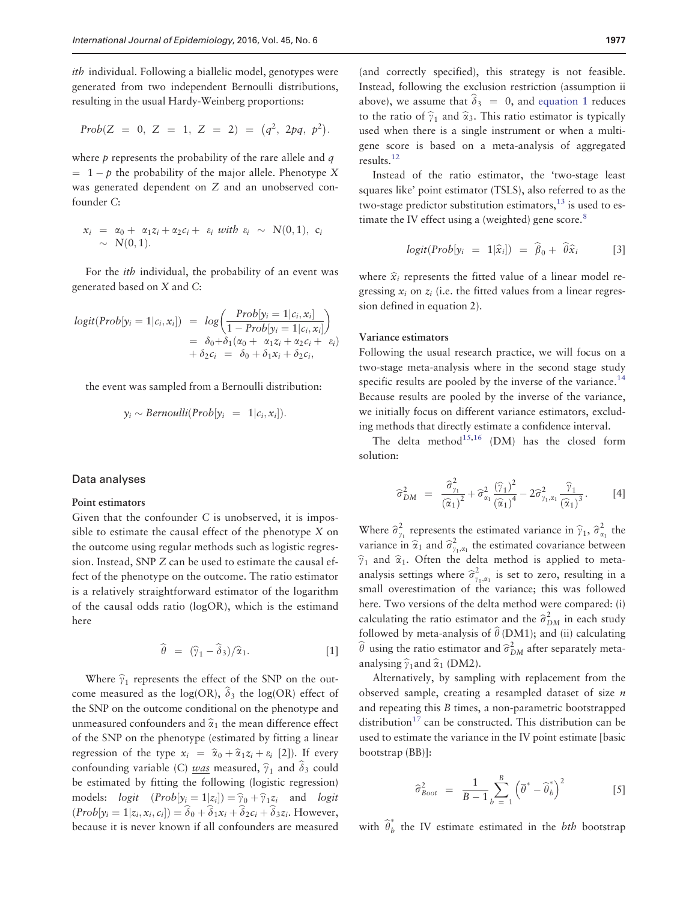*ith* individual. Following a biallelic model, genotypes were generated from two independent Bernoulli distributions, resulting in the usual Hardy-Weinberg proportions:

$$Prob(Z = 0,\ Z = 1,\ Z = 2) = (q^2,\ 2pq,\ p^2).$$

where $p$ represents the probability of the rare allele and $q = 1 - p$ the probability of the major allele. Phenotype $X$ was generated dependent on $Z$ and an unobserved confounder $C$:

$$x_i = \alpha_0 + \alpha_1 z_i + \alpha_2 c_i + \varepsilon_i \text{ with } \varepsilon_i \sim N(0,1),\ c_i \sim N(0,1).$$

For the *ith* individual, the probability of an event was generated based on $X$ and $C$:

$$\begin{aligned} logit(Prob[y_i = 1|c_i, x_i]) &= log\left(\frac{Prob[y_i = 1|c_i, x_i]}{1 - Prob[y_i = 1|c_i, x_i]}\right) \\ &= \delta_0 + \delta_1(\alpha_0 + \alpha_1 z_i + \alpha_2 c_i + \varepsilon_i) \\ &\quad + \delta_2 c_i = \delta_0 + \delta_1 x_i + \delta_2 c_i, \end{aligned}$$

the event was sampled from a Bernoulli distribution:

$$y_i \sim Bernoulli(Prob[y_i = 1|c_i, x_i]).$$

## Data analyses

### Point estimators

Given that the confounder $C$ is unobserved, it is impossible to estimate the causal effect of the phenotype $X$ on the outcome using regular methods such as logistic regression. Instead, SNP $Z$ can be used to estimate the causal effect of the phenotype on the outcome. The ratio estimator is a relatively straightforward estimator of the logarithm of the causal odds ratio (logOR), which is the estimand here

$$\hat{\theta} = (\hat{\gamma}_1 - \hat{\delta}_3)/\hat{\alpha}_1. \qquad [1]$$

Where $\hat{\gamma}_1$ represents the effect of the SNP on the outcome measured as the log(OR), $\hat{\delta}_3$ the log(OR) effect of the SNP on the outcome conditional on the phenotype and unmeasured confounders and $\hat{\alpha}_1$ the mean difference effect of the SNP on the phenotype (estimated by fitting a linear regression of the type $x_i = \hat{\alpha}_0 + \hat{\alpha}_1 z_i + \varepsilon_i$ [2]). If every confounding variable (C) *was* measured, $\hat{\gamma}_1$ and $\hat{\delta}_3$ could be estimated by fitting the following (logistic regression) models: $logit\ (Prob[y_i = 1|z_i]) = \hat{\gamma}_0 + \hat{\gamma}_1 z_i$ and $logit\ (Prob[y_i = 1|z_i, x_i, c_i]) = \hat{\delta}_0 + \hat{\delta}_1 x_i + \hat{\delta}_2 c_i + \hat{\delta}_3 z_i$. However, because it is never known if all confounders are measured (and correctly specified), this strategy is not feasible. Instead, following the exclusion restriction (assumption ii above), we assume that $\hat{\delta}_3 = 0$, and equation 1 reduces to the ratio of $\hat{\gamma}_1$ and $\hat{\alpha}_3$. This ratio estimator is typically used when there is a single instrument or when a multigene score is based on a meta-analysis of aggregated results.[12]

Instead of the ratio estimator, the 'two-stage least squares like' point estimator (TSLS), also referred to as the two-stage predictor substitution estimators,[13] is used to estimate the IV effect using a (weighted) gene score.[8]

$$logit(Prob[y_i = 1|\hat{x}_i]) = \hat{\beta}_0 + \hat{\theta}\hat{x}_i \qquad [3]$$

where $\hat{x}_i$ represents the fitted value of a linear model regressing $x_i$ on $z_i$ (i.e. the fitted values from a linear regression defined in equation 2).

### Variance estimators

Following the usual research practice, we will focus on a two-stage meta-analysis where in the second stage study specific results are pooled by the inverse of the variance.[14] Because results are pooled by the inverse of the variance, we initially focus on different variance estimators, excluding methods that directly estimate a confidence interval.

The delta method[15,16] (DM) has the closed form solution:

$$\hat{\sigma}^2_{DM} = \frac{\hat{\sigma}^2_{\gamma_1}}{(\hat{\alpha}_1)^2} + \hat{\sigma}^2_{\alpha_1}\frac{(\hat{\gamma}_1)^2}{(\hat{\alpha}_1)^4} - 2\hat{\sigma}^2_{\gamma_1,\alpha_1}\frac{\hat{\gamma}_1}{(\hat{\alpha}_1)^3}. \qquad [4]$$

Where $\hat{\sigma}^2_{\gamma_1}$ represents the estimated variance in $\hat{\gamma}_1$, $\hat{\sigma}^2_{\alpha_1}$ the variance in $\hat{\alpha}_1$ and $\hat{\sigma}^2_{\gamma_1,\alpha_1}$ the estimated covariance between $\hat{\gamma}_1$ and $\hat{\alpha}_1$. Often the delta method is applied to meta-analysis settings where $\hat{\sigma}^2_{\gamma_1,\alpha_1}$ is set to zero, resulting in a small overestimation of the variance; this was followed here. Two versions of the delta method were compared: (i) calculating the ratio estimator and the $\hat{\sigma}^2_{DM}$ in each study followed by meta-analysis of $\hat{\theta}$ (DM1); and (ii) calculating $\hat{\theta}$ using the ratio estimator and $\hat{\sigma}^2_{DM}$ after separately meta-analysing $\hat{\gamma}_1$and $\hat{\alpha}_1$ (DM2).

Alternatively, by sampling with replacement from the observed sample, creating a resampled dataset of size $n$ and repeating this $B$ times, a non-parametric bootstrapped distribution[17] can be constructed. This distribution can be used to estimate the variance in the IV point estimate [basic bootstrap (BB)]:

$$\hat{\sigma}^2_{Boot} = \frac{1}{B-1}\sum_{b=1}^{B}\left(\bar{\theta}^* - \hat{\theta}^*_b\right)^2 \qquad [5]$$

with $\hat{\theta}^*_b$ the IV estimate estimated in the *bth* bootstrap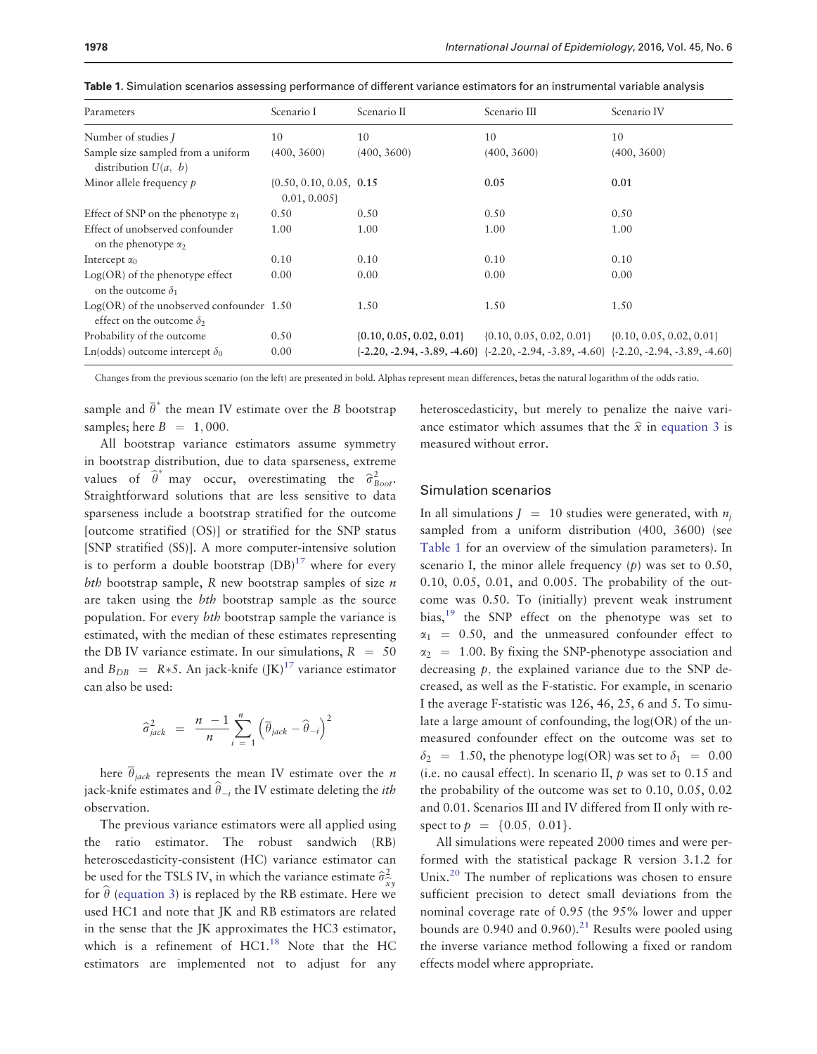**Table 1.** Simulation scenarios assessing performance of different variance estimators for an instrumental variable analysis

| Parameters | Scenario I | Scenario II | Scenario III | Scenario IV |
|---|---|---|---|---|
| Number of studies $J$ | 10 | 10 | 10 | 10 |
| Sample size sampled from a uniform distribution $U(a,\ b)$ | (400, 3600) | (400, 3600) | (400, 3600) | (400, 3600) |
| Minor allele frequency $p$ | {0.50, 0.10, 0.05, 0.01, 0.005} | **0.15** | **0.05** | **0.01** |
| Effect of SNP on the phenotype $\alpha_1$ | 0.50 | 0.50 | 0.50 | 0.50 |
| Effect of unobserved confounder on the phenotype $\alpha_2$ | 1.00 | 1.00 | 1.00 | 1.00 |
| Intercept $\alpha_0$ | 0.10 | 0.10 | 0.10 | 0.10 |
| Log(OR) of the phenotype effect on the outcome $\delta_1$ | 0.00 | 0.00 | 0.00 | 0.00 |
| Log(OR) of the unobserved confounder effect on the outcome $\delta_2$ | 1.50 | 1.50 | 1.50 | 1.50 |
| Probability of the outcome | 0.50 | **{0.10, 0.05, 0.02, 0.01}** | {0.10, 0.05, 0.02, 0.01} | {0.10, 0.05, 0.02, 0.01} |
| Ln(odds) outcome intercept $\delta_0$ | 0.00 | **{-2.20, -2.94, -3.89, -4.60}** | {-2.20, -2.94, -3.89, -4.60} | {-2.20, -2.94, -3.89, -4.60} |

Changes from the previous scenario (on the left) are presented in bold. Alphas represent mean differences, betas the natural logarithm of the odds ratio.

sample and $\overline{\theta}^*$ the mean IV estimate over the $B$ bootstrap samples; here $B = 1,000$.

All bootstrap variance estimators assume symmetry in bootstrap distribution, due to data sparseness, extreme values of $\widehat{\theta}^*$ may occur, overestimating the $\widehat{\sigma}^2_{Boot}$. Straightforward solutions that are less sensitive to data sparseness include a bootstrap stratified for the outcome [outcome stratified (OS)] or stratified for the SNP status [SNP stratified (SS)]. A more computer-intensive solution is to perform a double bootstrap (DB)[17] where for every *bth* bootstrap sample, $R$ new bootstrap samples of size $n$ are taken using the *bth* bootstrap sample as the source population. For every *bth* bootstrap sample the variance is estimated, with the median of these estimates representing the DB IV variance estimate. In our simulations, $R = 50$ and $B_{DB} = R*5$. An jack-knife (JK)[17] variance estimator can also be used:

$$\widehat{\sigma}^2_{jack} = \frac{n-1}{n}\sum_{i=1}^{n}\left(\overline{\theta}_{jack} - \widehat{\theta}_{-i}\right)^2$$

here $\overline{\theta}_{jack}$ represents the mean IV estimate over the $n$ jack-knife estimates and $\widehat{\theta}_{-i}$ the IV estimate deleting the *ith* observation.

The previous variance estimators were all applied using the ratio estimator. The robust sandwich (RB) heteroscedasticity-consistent (HC) variance estimator can be used for the TSLS IV, in which the variance estimate $\widehat{\sigma}^2_{\widehat{x}y}$ for $\widehat{\theta}$ (equation 3) is replaced by the RB estimate. Here we used HC1 and note that JK and RB estimators are related in the sense that the JK approximates the HC3 estimator, which is a refinement of HC1.[18] Note that the HC estimators are implemented not to adjust for any heteroscedasticity, but merely to penalize the naive variance estimator which assumes that the $\widehat{x}$ in equation 3 is measured without error.

## Simulation scenarios

In all simulations $J = 10$ studies were generated, with $n_j$ sampled from a uniform distribution (400, 3600) (see Table 1 for an overview of the simulation parameters). In scenario I, the minor allele frequency ($p$) was set to 0.50, 0.10, 0.05, 0.01, and 0.005. The probability of the outcome was 0.50. To (initially) prevent weak instrument bias,[19] the SNP effect on the phenotype was set to $\alpha_1 = 0.50$, and the unmeasured confounder effect to $\alpha_2 = 1.00$. By fixing the SNP-phenotype association and decreasing $p$, the explained variance due to the SNP decreased, as well as the F-statistic. For example, in scenario I the average F-statistic was 126, 46, 25, 6 and 5. To simulate a large amount of confounding, the log(OR) of the unmeasured confounder effect on the outcome was set to $\delta_2 = 1.50$, the phenotype log(OR) was set to $\delta_1 = 0.00$ (i.e. no causal effect). In scenario II, $p$ was set to 0.15 and the probability of the outcome was set to 0.10, 0.05, 0.02 and 0.01. Scenarios III and IV differed from II only with respect to $p = \{0.05,\ 0.01\}$.

All simulations were repeated 2000 times and were performed with the statistical package R version 3.1.2 for Unix.[20] The number of replications was chosen to ensure sufficient precision to detect small deviations from the nominal coverage rate of 0.95 (the 95% lower and upper bounds are 0.940 and 0.960).[21] Results were pooled using the inverse variance method following a fixed or random effects model where appropriate.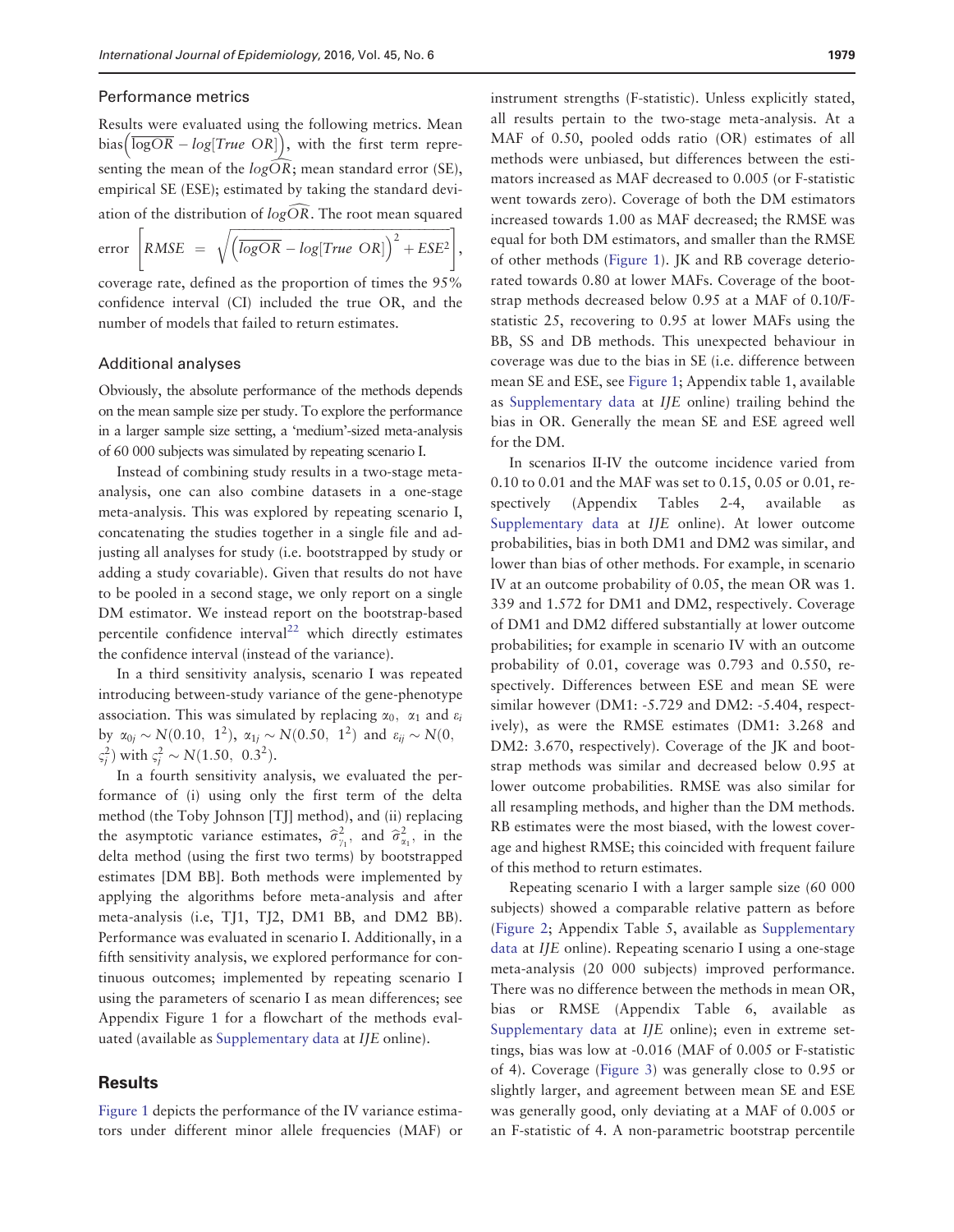### Performance metrics

Results were evaluated using the following metrics. Mean bias$\left(\overline{\widehat{\log OR}} - log[True\ OR]\right)$, with the first term representing the mean of the $log\widehat{OR}$; mean standard error (SE), empirical SE (ESE); estimated by taking the standard deviation of the distribution of $log\widehat{OR}$. The root mean squared error $\left[RMSE = \sqrt{\left(\overline{\widehat{logOR}} - log[True\ OR]\right)^2 + ESE^2}\right]$, coverage rate, defined as the proportion of times the 95% confidence interval (CI) included the true OR, and the number of models that failed to return estimates.

### Additional analyses

Obviously, the absolute performance of the methods depends on the mean sample size per study. To explore the performance in a larger sample size setting, a 'medium'-sized meta-analysis of 60 000 subjects was simulated by repeating scenario I.

Instead of combining study results in a two-stage meta-analysis, one can also combine datasets in a one-stage meta-analysis. This was explored by repeating scenario I, concatenating the studies together in a single file and adjusting all analyses for study (i.e. bootstrapped by study or adding a study covariable). Given that results do not have to be pooled in a second stage, we only report on a single DM estimator. We instead report on the bootstrap-based percentile confidence interval[22] which directly estimates the confidence interval (instead of the variance).

In a third sensitivity analysis, scenario I was repeated introducing between-study variance of the gene-phenotype association. This was simulated by replacing $\alpha_0$, $\alpha_1$ and $\varepsilon_i$ by $\alpha_{0j} \sim N(0.10,\ 1^2)$, $\alpha_{1j} \sim N(0.50,\ 1^2)$ and $\varepsilon_{ij} \sim N(0,\ \varsigma_j^2)$ with $\varsigma_j^2 \sim N(1.50,\ 0.3^2)$.

In a fourth sensitivity analysis, we evaluated the performance of (i) using only the first term of the delta method (the Toby Johnson [TJ] method), and (ii) replacing the asymptotic variance estimates, $\widehat{\sigma}^2_{\gamma_1}$, and $\widehat{\sigma}^2_{\alpha_1}$, in the delta method (using the first two terms) by bootstrapped estimates [DM BB]. Both methods were implemented by applying the algorithms before meta-analysis and after meta-analysis (i.e, TJ1, TJ2, DM1 BB, and DM2 BB). Performance was evaluated in scenario I. Additionally, in a fifth sensitivity analysis, we explored performance for continuous outcomes; implemented by repeating scenario I using the parameters of scenario I as mean differences; see Appendix Figure 1 for a flowchart of the methods evaluated (available as Supplementary data at *IJE* online).

## Results

Figure 1 depicts the performance of the IV variance estimators under different minor allele frequencies (MAF) or instrument strengths (F-statistic). Unless explicitly stated, all results pertain to the two-stage meta-analysis. At a MAF of 0.50, pooled odds ratio (OR) estimates of all methods were unbiased, but differences between the estimators increased as MAF decreased to 0.005 (or F-statistic went towards zero). Coverage of both the DM estimators increased towards 1.00 as MAF decreased; the RMSE was equal for both DM estimators, and smaller than the RMSE of other methods (Figure 1). JK and RB coverage deteriorated towards 0.80 at lower MAFs. Coverage of the bootstrap methods decreased below 0.95 at a MAF of 0.10/F-statistic 25, recovering to 0.95 at lower MAFs using the BB, SS and DB methods. This unexpected behaviour in coverage was due to the bias in SE (i.e. difference between mean SE and ESE, see Figure 1; Appendix table 1, available as Supplementary data at *IJE* online) trailing behind the bias in OR. Generally the mean SE and ESE agreed well for the DM.

In scenarios II-IV the outcome incidence varied from 0.10 to 0.01 and the MAF was set to 0.15, 0.05 or 0.01, respectively (Appendix Tables 2-4, available as Supplementary data at *IJE* online). At lower outcome probabilities, bias in both DM1 and DM2 was similar, and lower than bias of other methods. For example, in scenario IV at an outcome probability of 0.05, the mean OR was 1. 339 and 1.572 for DM1 and DM2, respectively. Coverage of DM1 and DM2 differed substantially at lower outcome probabilities; for example in scenario IV with an outcome probability of 0.01, coverage was 0.793 and 0.550, respectively. Differences between ESE and mean SE were similar however (DM1: -5.729 and DM2: -5.404, respectively), as were the RMSE estimates (DM1: 3.268 and DM2: 3.670, respectively). Coverage of the JK and bootstrap methods was similar and decreased below 0.95 at lower outcome probabilities. RMSE was also similar for all resampling methods, and higher than the DM methods. RB estimates were the most biased, with the lowest coverage and highest RMSE; this coincided with frequent failure of this method to return estimates.

Repeating scenario I with a larger sample size (60 000 subjects) showed a comparable relative pattern as before (Figure 2; Appendix Table 5, available as Supplementary data at *IJE* online). Repeating scenario I using a one-stage meta-analysis (20 000 subjects) improved performance. There was no difference between the methods in mean OR, bias or RMSE (Appendix Table 6, available as Supplementary data at *IJE* online); even in extreme settings, bias was low at -0.016 (MAF of 0.005 or F-statistic of 4). Coverage (Figure 3) was generally close to 0.95 or slightly larger, and agreement between mean SE and ESE was generally good, only deviating at a MAF of 0.005 or an F-statistic of 4. A non-parametric bootstrap percentile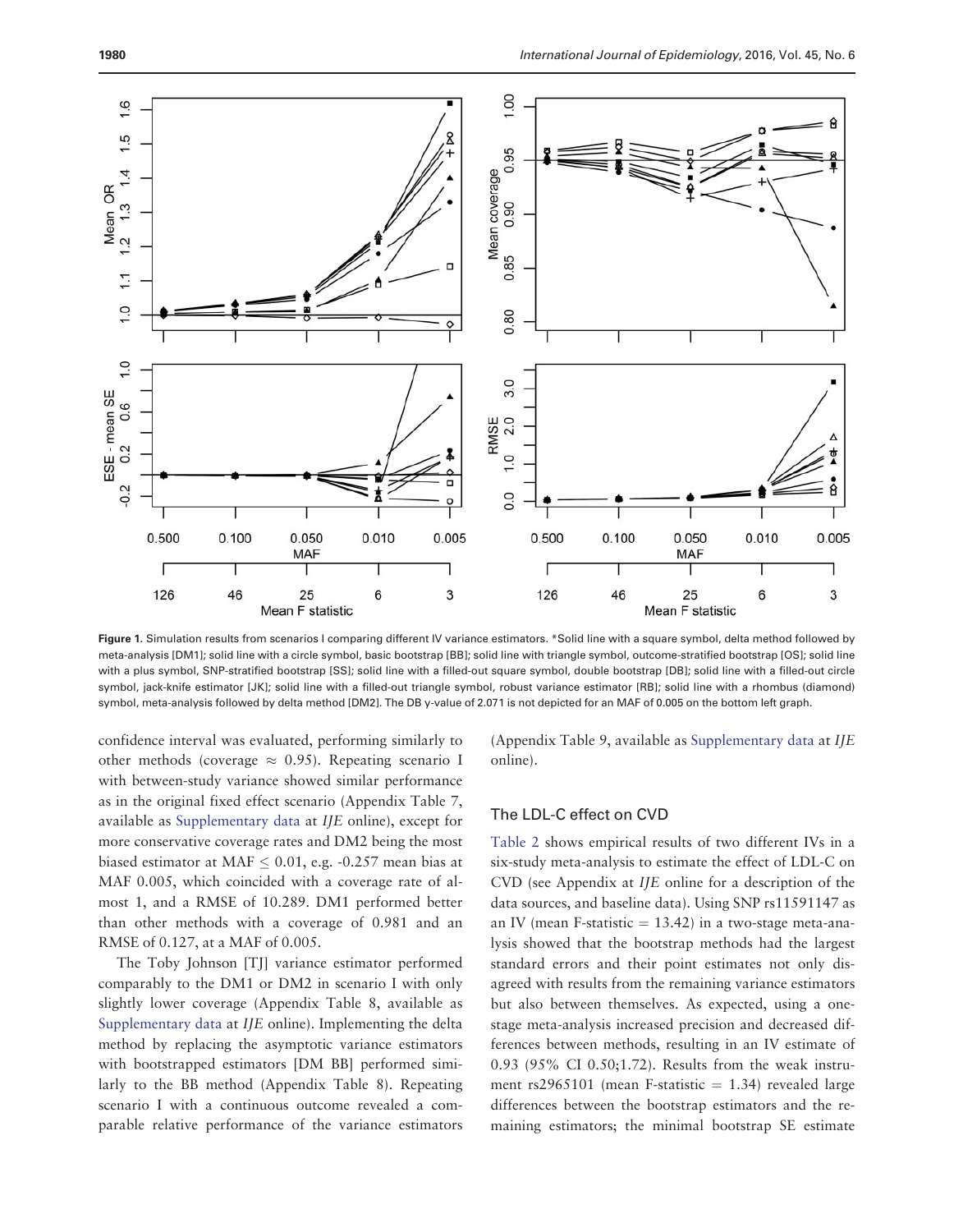**Figure 1.** Simulation results from scenarios I comparing different IV variance estimators. *Solid line with a square symbol, delta method followed by meta-analysis [DM1]; solid line with a circle symbol, basic bootstrap [BB]; solid line with triangle symbol, outcome-stratified bootstrap [OS]; solid line with a plus symbol, SNP-stratified bootstrap [SS]; solid line with a filled-out square symbol, double bootstrap [DB]; solid line with a filled-out circle symbol, jack-knife estimator [JK]; solid line with a filled-out triangle symbol, robust variance estimator [RB]; solid line with a rhombus (diamond) symbol, meta-analysis followed by delta method [DM2]. The DB y-value of 2.071 is not depicted for an MAF of 0.005 on the bottom left graph.

confidence interval was evaluated, performing similarly to other methods (coverage $\approx$ 0.95). Repeating scenario I with between-study variance showed similar performance as in the original fixed effect scenario (Appendix Table 7, available as Supplementary data at *IJE* online), except for more conservative coverage rates and DM2 being the most biased estimator at MAF $\leq$ 0.01, e.g. -0.257 mean bias at MAF 0.005, which coincided with a coverage rate of almost 1, and a RMSE of 10.289. DM1 performed better than other methods with a coverage of 0.981 and an RMSE of 0.127, at a MAF of 0.005.

The Toby Johnson [TJ] variance estimator performed comparably to the DM1 or DM2 in scenario I with only slightly lower coverage (Appendix Table 8, available as Supplementary data at *IJE* online). Implementing the delta method by replacing the asymptotic variance estimators with bootstrapped estimators [DM BB] performed similarly to the BB method (Appendix Table 8). Repeating scenario I with a continuous outcome revealed a comparable relative performance of the variance estimators (Appendix Table 9, available as Supplementary data at *IJE* online).

### The LDL-C effect on CVD

Table 2 shows empirical results of two different IVs in a six-study meta-analysis to estimate the effect of LDL-C on CVD (see Appendix at *IJE* online for a description of the data sources, and baseline data). Using SNP rs11591147 as an IV (mean F-statistic = 13.42) in a two-stage meta-analysis showed that the bootstrap methods had the largest standard errors and their point estimates not only disagreed with results from the remaining variance estimators but also between themselves. As expected, using a one-stage meta-analysis increased precision and decreased differences between methods, resulting in an IV estimate of 0.93 (95% CI 0.50;1.72). Results from the weak instrument rs2965101 (mean F-statistic = 1.34) revealed large differences between the bootstrap estimators and the remaining estimators; the minimal bootstrap SE estimate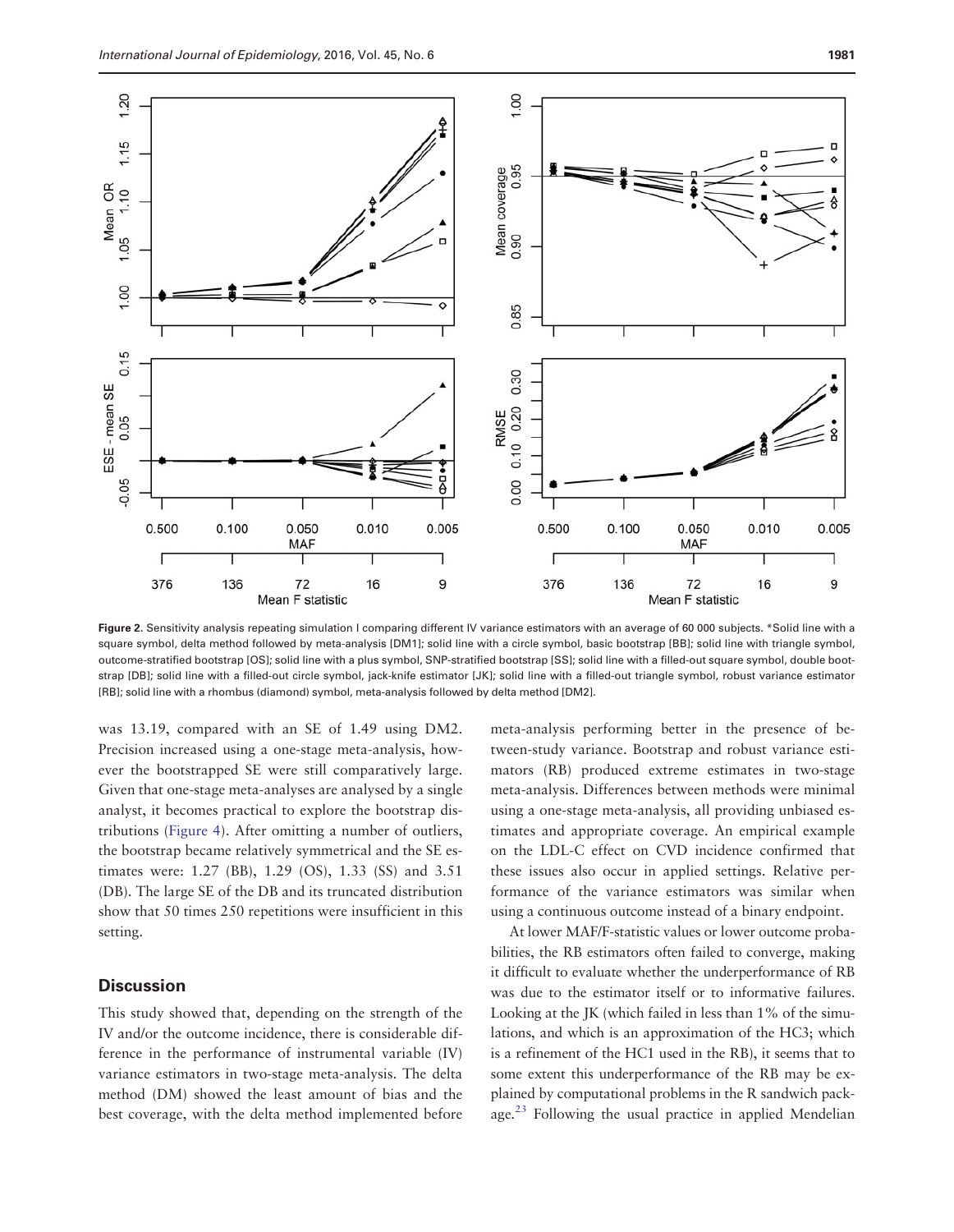**Figure 2.** Sensitivity analysis repeating simulation I comparing different IV variance estimators with an average of 60 000 subjects. *Solid line with a square symbol, delta method followed by meta-analysis [DM1]; solid line with a circle symbol, basic bootstrap [BB]; solid line with triangle symbol, outcome-stratified bootstrap [OS]; solid line with a plus symbol, SNP-stratified bootstrap [SS]; solid line with a filled-out square symbol, double bootstrap [DB]; solid line with a filled-out circle symbol, jack-knife estimator [JK]; solid line with a filled-out triangle symbol, robust variance estimator [RB]; solid line with a rhombus (diamond) symbol, meta-analysis followed by delta method [DM2].

was 13.19, compared with an SE of 1.49 using DM2. Precision increased using a one-stage meta-analysis, however the bootstrapped SE were still comparatively large. Given that one-stage meta-analyses are analysed by a single analyst, it becomes practical to explore the bootstrap distributions (Figure 4). After omitting a number of outliers, the bootstrap became relatively symmetrical and the SE estimates were: 1.27 (BB), 1.29 (OS), 1.33 (SS) and 3.51 (DB). The large SE of the DB and its truncated distribution show that 50 times 250 repetitions were insufficient in this setting.

## Discussion

This study showed that, depending on the strength of the IV and/or the outcome incidence, there is considerable difference in the performance of instrumental variable (IV) variance estimators in two-stage meta-analysis. The delta method (DM) showed the least amount of bias and the best coverage, with the delta method implemented before meta-analysis performing better in the presence of between-study variance. Bootstrap and robust variance estimators (RB) produced extreme estimates in two-stage meta-analysis. Differences between methods were minimal using a one-stage meta-analysis, all providing unbiased estimates and appropriate coverage. An empirical example on the LDL-C effect on CVD incidence confirmed that these issues also occur in applied settings. Relative performance of the variance estimators was similar when using a continuous outcome instead of a binary endpoint.

At lower MAF/F-statistic values or lower outcome probabilities, the RB estimators often failed to converge, making it difficult to evaluate whether the underperformance of RB was due to the estimator itself or to informative failures. Looking at the JK (which failed in less than 1% of the simulations, and which is an approximation of the HC3; which is a refinement of the HC1 used in the RB), it seems that to some extent this underperformance of the RB may be explained by computational problems in the R sandwich package.[23] Following the usual practice in applied Mendelian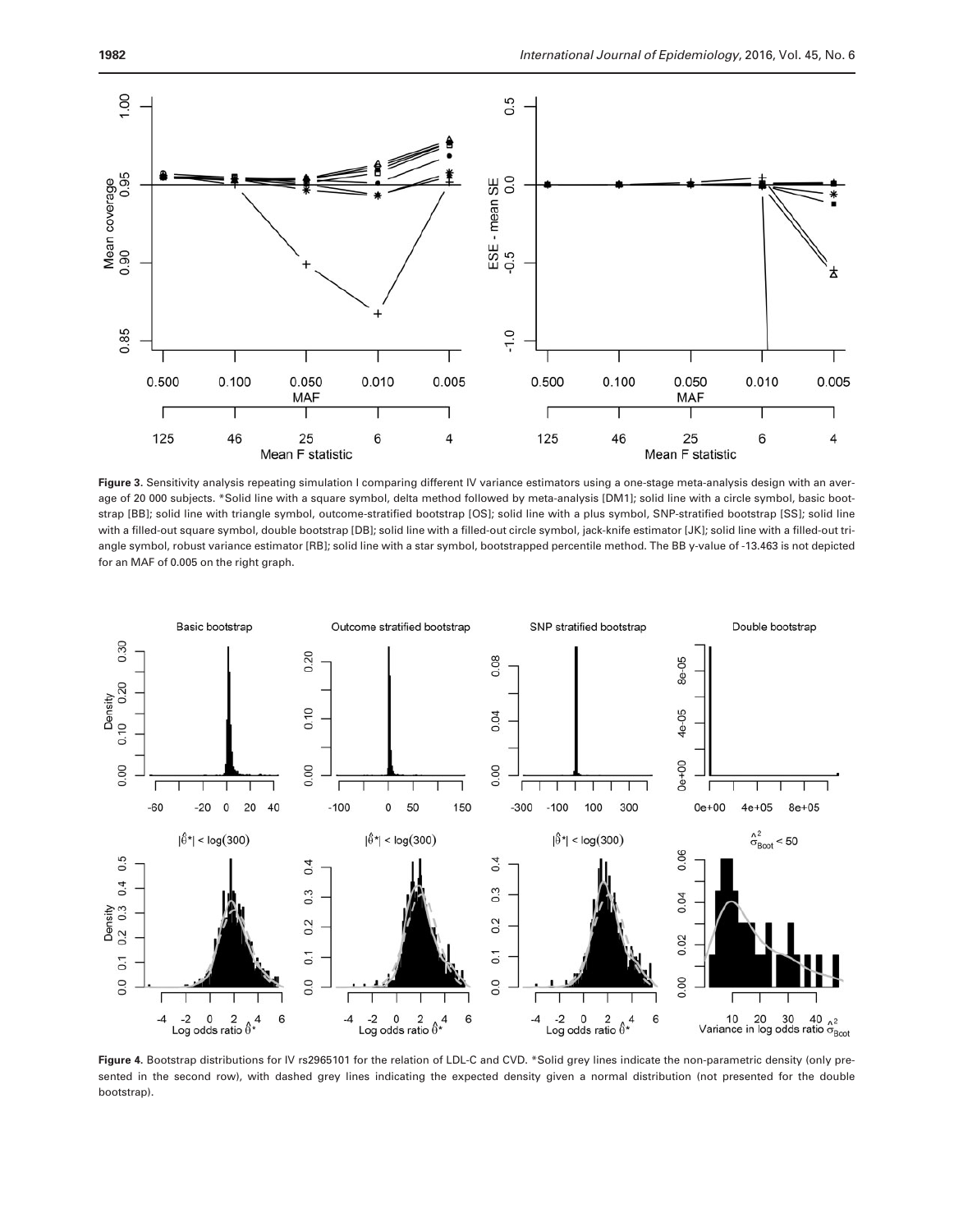**Figure 3.** Sensitivity analysis repeating simulation I comparing different IV variance estimators using a one-stage meta-analysis design with an average of 20 000 subjects. *Solid line with a square symbol, delta method followed by meta-analysis [DM1]; solid line with a circle symbol, basic bootstrap [BB]; solid line with triangle symbol, outcome-stratified bootstrap [OS]; solid line with a plus symbol, SNP-stratified bootstrap [SS]; solid line with a filled-out square symbol, double bootstrap [DB]; solid line with a filled-out circle symbol, jack-knife estimator [JK]; solid line with a filled-out triangle symbol, robust variance estimator [RB]; solid line with a star symbol, bootstrapped percentile method. The BB y-value of -13.463 is not depicted for an MAF of 0.005 on the right graph.

**Figure 4.** Bootstrap distributions for IV rs2965101 for the relation of LDL-C and CVD. *Solid grey lines indicate the non-parametric density (only presented in the second row), with dashed grey lines indicating the expected density given a normal distribution (not presented for the double bootstrap).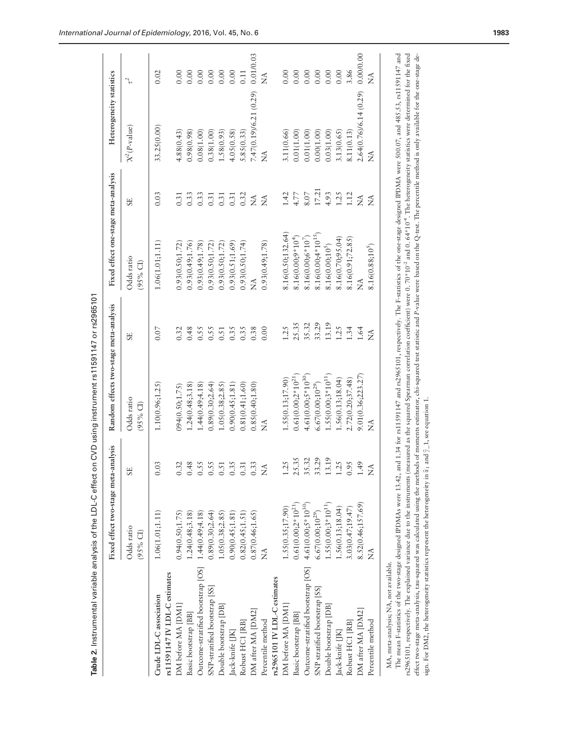**Table 2.** Instrumental variable analysis of the LDL-C effect on CVD using instrument rs11591147 or rs2965101

| | Fixed effect two-stage meta-analysis | | Random effects two-stage meta-analysis | | Fixed effect one-stage meta-analysis | | Heterogeneity statistics | |
|---|---|---|---|---|---|---|---|---|
| | Odds ratio (95% CI) | SE | Odds ratio (95% CI) | SE | Odds ratio (95% CI) | SE | $X^2$(P-value) | $\tau^2$ |
| Crude LDL-C association | 1.06(1.01;1.11) | 0.03 | 1.10(0.96;1.25) | 0.07 | 1.06(1.01;1.11) | 0.03 | 33.25(0.00) | 0.02 |
| **rs11591147 IV LDL-C estimates** | | | | | | | | |
| DM before MA [DM1] | 0.94(0.50;1.75) | 0.32 | 094(0.50;1.75) | 0.32 | 0.93(0.50;1.72) | 0.31 | 4.88(0.43) | 0.00 |
| Basic bootstrap [BB] | 1.24(0.48;3.18) | 0.48 | 1.24(0.48;3.18) | 0.48 | 0.93(0.49;1.76) | 0.33 | 0.98(0.98) | 0.00 |
| Outcome-stratified bootstrap [OS] | 1.44(0.49;4.18) | 0.55 | 1.44(0.49;4.18) | 0.55 | 0.93(0.49;1.78) | 0.33 | 0.08(1.00) | 0.00 |
| SNP-stratified bootstrap [SS] | 0.89(0.30;2.64) | 0.55 | 0.89(0.30;2.64) | 0.55 | 0.93(0.50;1.72) | 0.31 | 0.38(1.00) | 0.00 |
| Double bootstrap [DB] | 1.05(0.38;2.85) | 0.51 | 1.05(0.38;2.85) | 0.51 | 0.93(0.50;1.72) | 0.31 | 1.58(0.93) | 0.00 |
| Jack-knife [JK] | 0.90(0.45;1.81) | 0.35 | 0.90(0.45;1.81) | 0.35 | 0.93(0.51;1.69) | 0.31 | 4.05(0.58) | 0.00 |
| Robust HC1 [RB] | 0.82(0.45;1.51) | 0.31 | 0.81(0.41;1.60) | 0.35 | 0.93(0.50;1.74) | 0.32 | 5.85(0.33) | 0.11 |
| DM after MA [DM2] | 0.87(0.46;1.65) | 0.33 | 0.85(0.40;1.80) | 0.38 | NA | NA | 7.47(0.19)/6.21 (0.29) | 0.01/0.03 |
| Percentile method | NA | NA | NA | 0.00 | 0.93(0.49;1.78) | NA | NA | NA |
| **rs2965101 IV LDL-C estimates** | | | | | | | | |
| DM before MA [DM1] | 1.55(0.35;17.90) | 1.25 | 1.55(0.13;17.90) | 1.25 | 8.16(0.50;132.64) | 1.42 | 3.11(0.66) | 0.00 |
| Basic bootstrap [BB] | 0.61(0.00;2*10^21) | 25.35 | 0.61(0.00;2*10^21) | 25.35 | 8.16(0.00;9*10^4) | 4.77 | 0.01(1.00) | 0.00 |
| Outcome-stratified bootstrap [OS] | 4.61(0.00;5*10^30) | 35.32 | 4.61(0.00;5*10^30) | 35.32 | 8.16(0.00;6*10^7) | 8.07 | 0.01(1.00) | 0.00 |
| SNP stratified bootstrap [SS] | 6.67(0.00;10^29) | 33.29 | 6.67(0.00;10^29) | 33.29 | 8.16(0.00;4*10^15) | 17.21 | 0.00(1.00) | 0.00 |
| Double bootstrap [DB] | 1.55(0.00;3*10^11) | 13.19 | 1.55(0.00;3*10^11) | 13.19 | 8.16(0.00;10^5) | 4.93 | 0.03(1.00) | 0.00 |
| Jack-knife [JK] | 1.56(0.13;18.04) | 1.25 | 1.56(0.13;18.04) | 1.25 | 8.16(0.70;95.04) | 1.25 | 3.13(0.65) | 0.00 |
| Robust HC1 [RB] | 3.03(0.47;19.47) | 0.95 | 2.72(0.20;37.48) | 1.34 | 8.16(0.91;72.85) | 1.12 | 8.11(0.13) | 3.86 |
| DM after MA [DM2] | 8.52(0.46;157.69) | 1.49 | 9.01(0.36;223.27) | 1.64 | NA | NA | 2.64(0.76)/6.14 (0.29) | 0.00/0.00 |
| Percentile method | NA | NA | NA | NA | 8.16(0.88;10^5) | NA | NA | NA |

MA, meta-analysis; NA, not available.

The mean F-statistics of the two-stage designed IPDMAs were 13.42, and 1.34 for rs11591147 and rs2965101, respectively. The F-statistics of the one-stage designed IPDMA were 500.07, and 485.53, rs11591147 and rs2965101, respectively. The explained variance due to the instruments (measured as the squared Spearman correlation coefficient) were $0.70*10^{-2}$ and $0.64*10^{-4}$. The heterogeneity statistics were determined for the fixed effect two-stage meta-analysis, tau-squared was calculated using the methods of moments estimator, chi-squared test statistic and P-value were based on the Q-test. The percentile method is only available for the one-stage design. For DM2, the heterogeneity statistics represent the heterogeneity in $\hat{\alpha}_1$ and $\hat{\gamma}_1$, see equation 1.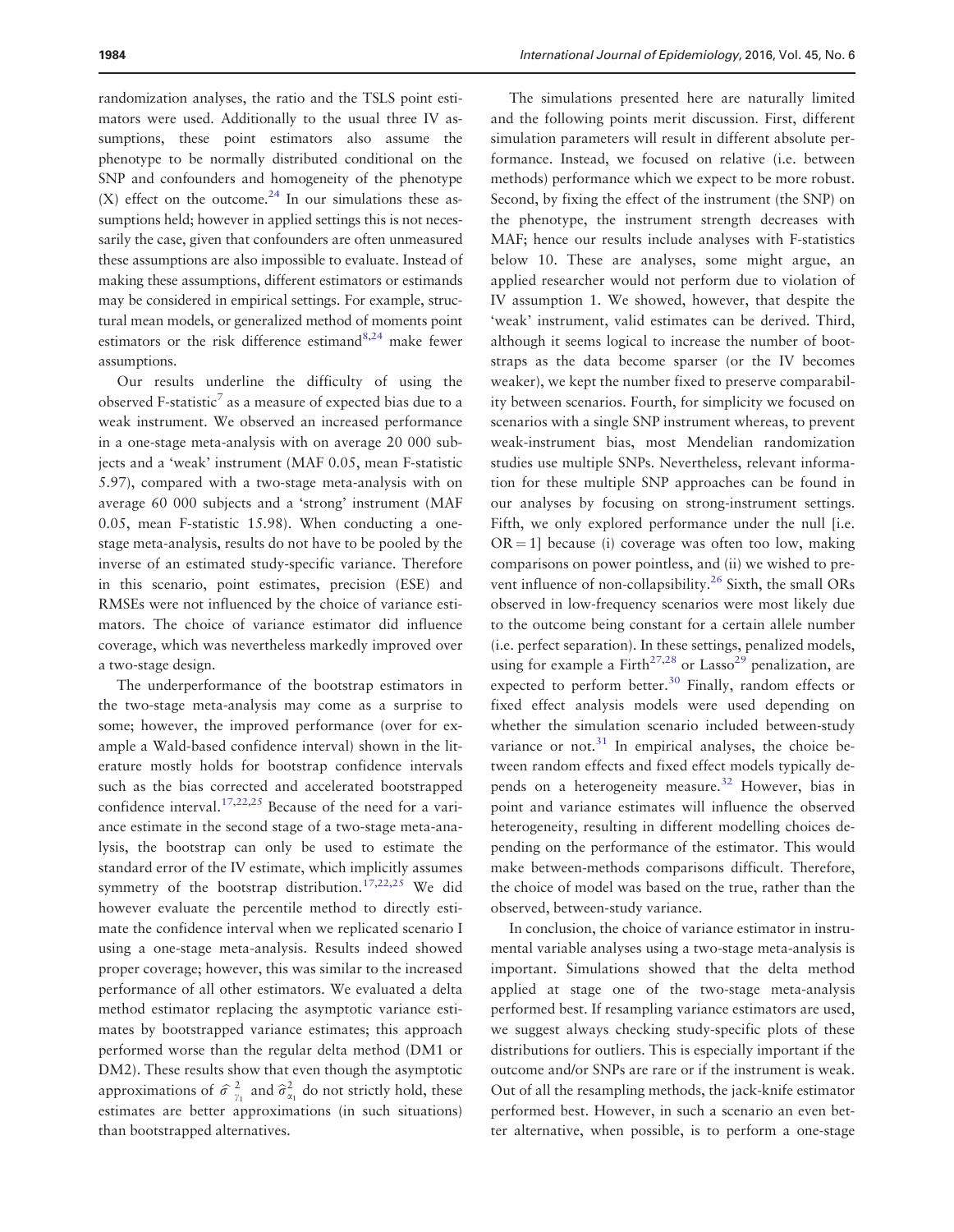randomization analyses, the ratio and the TSLS point estimators were used. Additionally to the usual three IV assumptions, these point estimators also assume the phenotype to be normally distributed conditional on the SNP and confounders and homogeneity of the phenotype (X) effect on the outcome.[24] In our simulations these assumptions held; however in applied settings this is not necessarily the case, given that confounders are often unmeasured these assumptions are also impossible to evaluate. Instead of making these assumptions, different estimators or estimands may be considered in empirical settings. For example, structural mean models, or generalized method of moments point estimators or the risk difference estimand[8,24] make fewer assumptions.

Our results underline the difficulty of using the observed F-statistic[7] as a measure of expected bias due to a weak instrument. We observed an increased performance in a one-stage meta-analysis with on average 20 000 subjects and a 'weak' instrument (MAF 0.05, mean F-statistic 5.97), compared with a two-stage meta-analysis with on average 60 000 subjects and a 'strong' instrument (MAF 0.05, mean F-statistic 15.98). When conducting a one-stage meta-analysis, results do not have to be pooled by the inverse of an estimated study-specific variance. Therefore in this scenario, point estimates, precision (ESE) and RMSEs were not influenced by the choice of variance estimators. The choice of variance estimator did influence coverage, which was nevertheless markedly improved over a two-stage design.

The underperformance of the bootstrap estimators in the two-stage meta-analysis may come as a surprise to some; however, the improved performance (over for example a Wald-based confidence interval) shown in the literature mostly holds for bootstrap confidence intervals such as the bias corrected and accelerated bootstrapped confidence interval.[17,22,25] Because of the need for a variance estimate in the second stage of a two-stage meta-analysis, the bootstrap can only be used to estimate the standard error of the IV estimate, which implicitly assumes symmetry of the bootstrap distribution.[17,22,25] We did however evaluate the percentile method to directly estimate the confidence interval when we replicated scenario I using a one-stage meta-analysis. Results indeed showed proper coverage; however, this was similar to the increased performance of all other estimators. We evaluated a delta method estimator replacing the asymptotic variance estimates by bootstrapped variance estimates; this approach performed worse than the regular delta method (DM1 or DM2). These results show that even though the asymptotic approximations of $\hat{\sigma}^2_{\gamma_1}$ and $\hat{\sigma}^2_{\alpha_1}$ do not strictly hold, these estimates are better approximations (in such situations) than bootstrapped alternatives.

The simulations presented here are naturally limited and the following points merit discussion. First, different simulation parameters will result in different absolute performance. Instead, we focused on relative (i.e. between methods) performance which we expect to be more robust. Second, by fixing the effect of the instrument (the SNP) on the phenotype, the instrument strength decreases with MAF; hence our results include analyses with F-statistics below 10. These are analyses, some might argue, an applied researcher would not perform due to violation of IV assumption 1. We showed, however, that despite the 'weak' instrument, valid estimates can be derived. Third, although it seems logical to increase the number of bootstraps as the data become sparser (or the IV becomes weaker), we kept the number fixed to preserve comparability between scenarios. Fourth, for simplicity we focused on scenarios with a single SNP instrument whereas, to prevent weak-instrument bias, most Mendelian randomization studies use multiple SNPs. Nevertheless, relevant information for these multiple SNP approaches can be found in our analyses by focusing on strong-instrument settings. Fifth, we only explored performance under the null [i.e. $OR = 1$] because (i) coverage was often too low, making comparisons on power pointless, and (ii) we wished to prevent influence of non-collapsibility.[26] Sixth, the small ORs observed in low-frequency scenarios were most likely due to the outcome being constant for a certain allele number (i.e. perfect separation). In these settings, penalized models, using for example a Firth[27,28] or Lasso[29] penalization, are expected to perform better.[30] Finally, random effects or fixed effect analysis models were used depending on whether the simulation scenario included between-study variance or not.[31] In empirical analyses, the choice between random effects and fixed effect models typically depends on a heterogeneity measure.[32] However, bias in point and variance estimates will influence the observed heterogeneity, resulting in different modelling choices depending on the performance of the estimator. This would make between-methods comparisons difficult. Therefore, the choice of model was based on the true, rather than the observed, between-study variance.

In conclusion, the choice of variance estimator in instrumental variable analyses using a two-stage meta-analysis is important. Simulations showed that the delta method applied at stage one of the two-stage meta-analysis performed best. If resampling variance estimators are used, we suggest always checking study-specific plots of these distributions for outliers. This is especially important if the outcome and/or SNPs are rare or if the instrument is weak. Out of all the resampling methods, the jack-knife estimator performed best. However, in such a scenario an even better alternative, when possible, is to perform a one-stage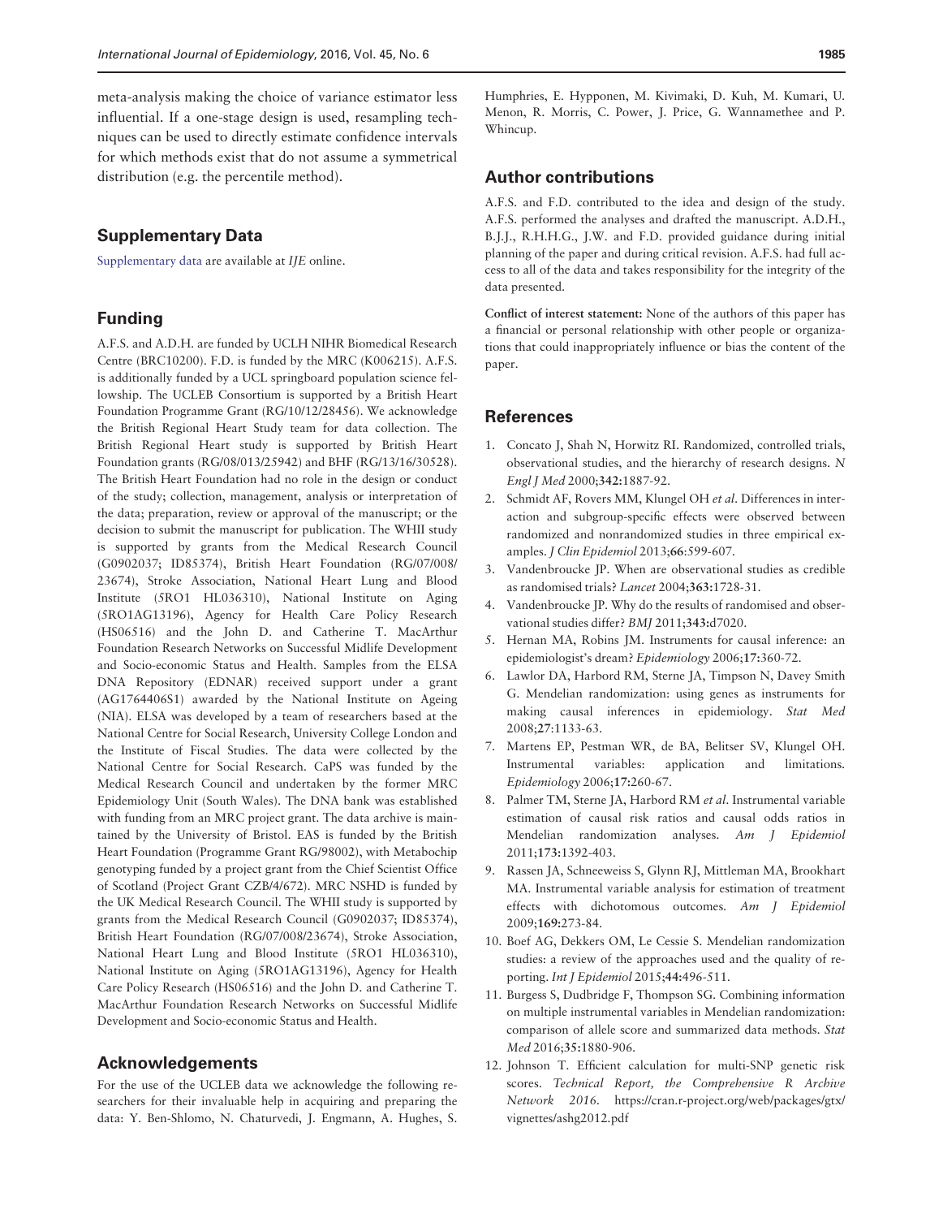meta-analysis making the choice of variance estimator less influential. If a one-stage design is used, resampling techniques can be used to directly estimate confidence intervals for which methods exist that do not assume a symmetrical distribution (e.g. the percentile method).

## Supplementary Data

Supplementary data are available at *IJE* online.

## Funding

A.F.S. and A.D.H. are funded by UCLH NIHR Biomedical Research Centre (BRC10200). F.D. is funded by the MRC (K006215). A.F.S. is additionally funded by a UCL springboard population science fellowship. The UCLEB Consortium is supported by a British Heart Foundation Programme Grant (RG/10/12/28456). We acknowledge the British Regional Heart Study team for data collection. The British Regional Heart study is supported by British Heart Foundation grants (RG/08/013/25942) and BHF (RG/13/16/30528). The British Heart Foundation had no role in the design or conduct of the study; collection, management, analysis or interpretation of the data; preparation, review or approval of the manuscript; or the decision to submit the manuscript for publication. The WHII study is supported by grants from the Medical Research Council (G0902037; ID85374), British Heart Foundation (RG/07/008/23674), Stroke Association, National Heart Lung and Blood Institute (5RO1 HL036310), National Institute on Aging (5RO1AG13196), Agency for Health Care Policy Research (HS06516) and the John D. and Catherine T. MacArthur Foundation Research Networks on Successful Midlife Development and Socio-economic Status and Health. Samples from the ELSA DNA Repository (EDNAR) received support under a grant (AG1764406S1) awarded by the National Institute on Ageing (NIA). ELSA was developed by a team of researchers based at the National Centre for Social Research, University College London and the Institute of Fiscal Studies. The data were collected by the National Centre for Social Research. CaPS was funded by the Medical Research Council and undertaken by the former MRC Epidemiology Unit (South Wales). The DNA bank was established with funding from an MRC project grant. The data archive is maintained by the University of Bristol. EAS is funded by the British Heart Foundation (Programme Grant RG/98002), with Metabochip genotyping funded by a project grant from the Chief Scientist Office of Scotland (Project Grant CZB/4/672). MRC NSHD is funded by the UK Medical Research Council. The WHII study is supported by grants from the Medical Research Council (G0902037; ID85374), British Heart Foundation (RG/07/008/23674), Stroke Association, National Heart Lung and Blood Institute (5RO1 HL036310), National Institute on Aging (5RO1AG13196), Agency for Health Care Policy Research (HS06516) and the John D. and Catherine T. MacArthur Foundation Research Networks on Successful Midlife Development and Socio-economic Status and Health.

## Acknowledgements

For the use of the UCLEB data we acknowledge the following researchers for their invaluable help in acquiring and preparing the data: Y. Ben-Shlomo, N. Chaturvedi, J. Engmann, A. Hughes, S. Humphries, E. Hypponen, M. Kivimaki, D. Kuh, M. Kumari, U. Menon, R. Morris, C. Power, J. Price, G. Wannamethee and P. Whincup.

## Author contributions

A.F.S. and F.D. contributed to the idea and design of the study. A.F.S. performed the analyses and drafted the manuscript. A.D.H., B.J.J., R.H.H.G., J.W. and F.D. provided guidance during initial planning of the paper and during critical revision. A.F.S. had full access to all of the data and takes responsibility for the integrity of the data presented.

**Conflict of interest statement:** None of the authors of this paper has a financial or personal relationship with other people or organizations that could inappropriately influence or bias the content of the paper.

## References

1. Concato J, Shah N, Horwitz RI. Randomized, controlled trials, observational studies, and the hierarchy of research designs. *N Engl J Med* 2000;**342:**1887-92.
2. Schmidt AF, Rovers MM, Klungel OH *et al*. Differences in interaction and subgroup-specific effects were observed between randomized and nonrandomized studies in three empirical examples. *J Clin Epidemiol* 2013;**66:**599-607.
3. Vandenbroucke JP. When are observational studies as credible as randomised trials? *Lancet* 2004;**363:**1728-31.
4. Vandenbroucke JP. Why do the results of randomised and observational studies differ? *BMJ* 2011;**343:**d7020.
5. Hernan MA, Robins JM. Instruments for causal inference: an epidemiologist's dream? *Epidemiology* 2006;**17:**360-72.
6. Lawlor DA, Harbord RM, Sterne JA, Timpson N, Davey Smith G. Mendelian randomization: using genes as instruments for making causal inferences in epidemiology. *Stat Med* 2008;**27:**1133-63.
7. Martens EP, Pestman WR, de BA, Belitser SV, Klungel OH. Instrumental variables: application and limitations. *Epidemiology* 2006;**17:**260-67.
8. Palmer TM, Sterne JA, Harbord RM *et al*. Instrumental variable estimation of causal risk ratios and causal odds ratios in Mendelian randomization analyses. *Am J Epidemiol* 2011;**173:**1392-403.
9. Rassen JA, Schneeweiss S, Glynn RJ, Mittleman MA, Brookhart MA. Instrumental variable analysis for estimation of treatment effects with dichotomous outcomes. *Am J Epidemiol* 2009;**169:**273-84.
10. Boef AG, Dekkers OM, Le Cessie S. Mendelian randomization studies: a review of the approaches used and the quality of reporting. *Int J Epidemiol* 2015;**44:**496-511.
11. Burgess S, Dudbridge F, Thompson SG. Combining information on multiple instrumental variables in Mendelian randomization: comparison of allele score and summarized data methods. *Stat Med* 2016;**35:**1880-906.
12. Johnson T. Efficient calculation for multi-SNP genetic risk scores. *Technical Report, the Comprehensive R Archive Network 2016*. https://cran.r-project.org/web/packages/gtx/vignettes/ashg2012.pdf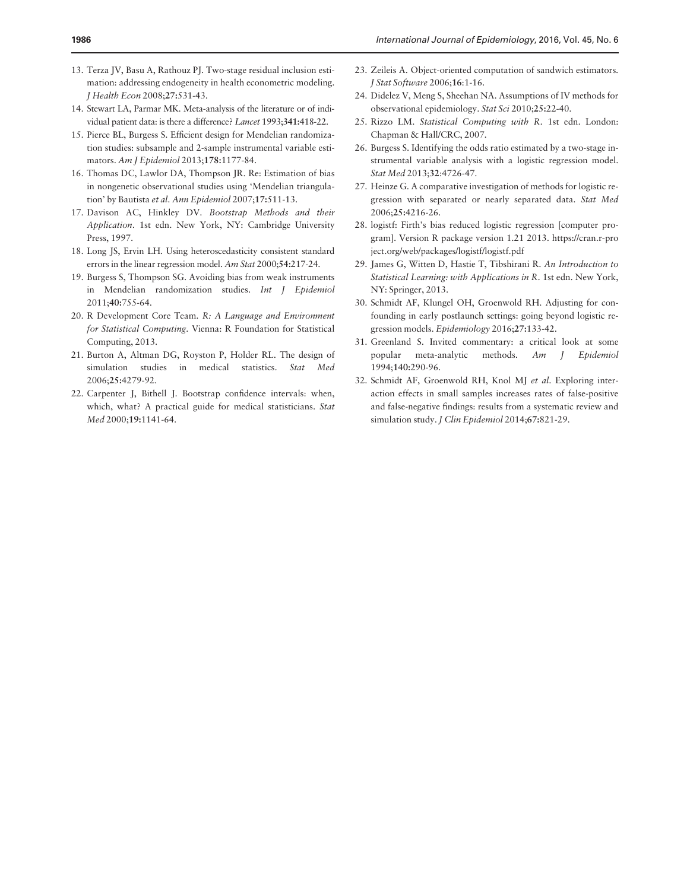13. Terza JV, Basu A, Rathouz PJ. Two-stage residual inclusion estimation: addressing endogeneity in health econometric modeling. *J Health Econ* 2008;**27**:531-43.
14. Stewart LA, Parmar MK. Meta-analysis of the literature or of individual patient data: is there a difference? *Lancet* 1993;**341**:418-22.
15. Pierce BL, Burgess S. Efficient design for Mendelian randomization studies: subsample and 2-sample instrumental variable estimators. *Am J Epidemiol* 2013;**178**:1177-84.
16. Thomas DC, Lawlor DA, Thompson JR. Re: Estimation of bias in nongenetic observational studies using 'Mendelian triangulation' by Bautista *et al*. *Ann Epidemiol* 2007;**17**:511-13.
17. Davison AC, Hinkley DV. *Bootstrap Methods and their Application*. 1st edn. New York, NY: Cambridge University Press, 1997.
18. Long JS, Ervin LH. Using heteroscedasticity consistent standard errors in the linear regression model. *Am Stat* 2000;**54**:217-24.
19. Burgess S, Thompson SG. Avoiding bias from weak instruments in Mendelian randomization studies. *Int J Epidemiol* 2011;**40**:755-64.
20. R Development Core Team. *R: A Language and Environment for Statistical Computing*. Vienna: R Foundation for Statistical Computing, 2013.
21. Burton A, Altman DG, Royston P, Holder RL. The design of simulation studies in medical statistics. *Stat Med* 2006;**25**:4279-92.
22. Carpenter J, Bithell J. Bootstrap confidence intervals: when, which, what? A practical guide for medical statisticians. *Stat Med* 2000;**19**:1141-64.
23. Zeileis A. Object-oriented computation of sandwich estimators. *J Stat Software* 2006;**16**:1-16.
24. Didelez V, Meng S, Sheehan NA. Assumptions of IV methods for observational epidemiology. *Stat Sci* 2010;**25**:22-40.
25. Rizzo LM. *Statistical Computing with R*. 1st edn. London: Chapman & Hall/CRC, 2007.
26. Burgess S. Identifying the odds ratio estimated by a two-stage instrumental variable analysis with a logistic regression model. *Stat Med* 2013;**32**:4726-47.
27. Heinze G. A comparative investigation of methods for logistic regression with separated or nearly separated data. *Stat Med* 2006;**25**:4216-26.
28. logistf: Firth's bias reduced logistic regression [computer program]. Version R package version 1.21 2013. https://cran.r-project.org/web/packages/logistf/logistf.pdf
29. James G, Witten D, Hastie T, Tibshirani R. *An Introduction to Statistical Learning: with Applications in R*. 1st edn. New York, NY: Springer, 2013.
30. Schmidt AF, Klungel OH, Groenwold RH. Adjusting for confounding in early postlaunch settings: going beyond logistic regression models. *Epidemiology* 2016;**27**:133-42.
31. Greenland S. Invited commentary: a critical look at some popular meta-analytic methods. *Am J Epidemiol* 1994;**140**:290-96.
32. Schmidt AF, Groenwold RH, Knol MJ *et al*. Exploring interaction effects in small samples increases rates of false-positive and false-negative findings: results from a systematic review and simulation study. *J Clin Epidemiol* 2014;**67**:821-29.